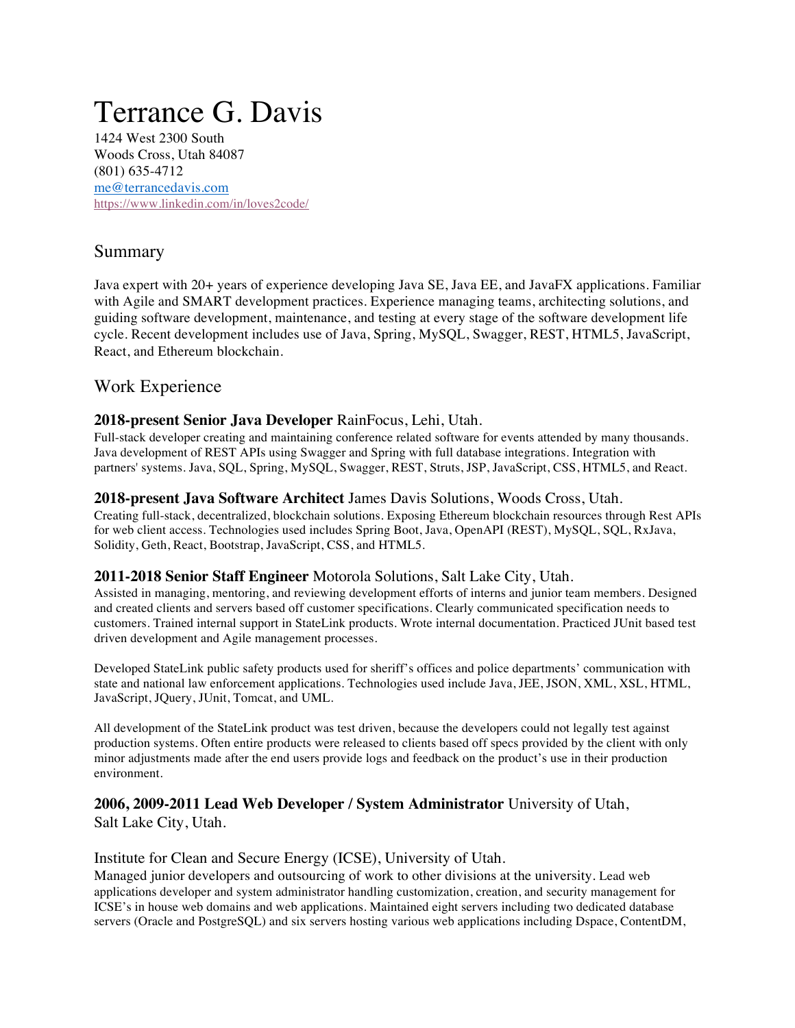# Terrance G. Davis

1424 West 2300 South
Woods Cross, Utah 84087
(801) 635-4712
me@terrancedavis.com
https://www.linkedin.com/in/loves2code/

## Summary

Java expert with 20+ years of experience developing Java SE, Java EE, and JavaFX applications. Familiar with Agile and SMART development practices. Experience managing teams, architecting solutions, and guiding software development, maintenance, and testing at every stage of the software development life cycle. Recent development includes use of Java, Spring, MySQL, Swagger, REST, HTML5, JavaScript, React, and Ethereum blockchain.

## Work Experience

### **2018-present Senior Java Developer** RainFocus, Lehi, Utah.

Full-stack developer creating and maintaining conference related software for events attended by many thousands. Java development of REST APIs using Swagger and Spring with full database integrations. Integration with partners' systems. Java, SQL, Spring, MySQL, Swagger, REST, Struts, JSP, JavaScript, CSS, HTML5, and React.

### **2018-present Java Software Architect** James Davis Solutions, Woods Cross, Utah.

Creating full-stack, decentralized, blockchain solutions. Exposing Ethereum blockchain resources through Rest APIs for web client access. Technologies used includes Spring Boot, Java, OpenAPI (REST), MySQL, SQL, RxJava, Solidity, Geth, React, Bootstrap, JavaScript, CSS, and HTML5.

### **2011-2018 Senior Staff Engineer** Motorola Solutions, Salt Lake City, Utah.

Assisted in managing, mentoring, and reviewing development efforts of interns and junior team members. Designed and created clients and servers based off customer specifications. Clearly communicated specification needs to customers. Trained internal support in StateLink products. Wrote internal documentation. Practiced JUnit based test driven development and Agile management processes.

Developed StateLink public safety products used for sheriff's offices and police departments' communication with state and national law enforcement applications. Technologies used include Java, JEE, JSON, XML, XSL, HTML, JavaScript, JQuery, JUnit, Tomcat, and UML.

All development of the StateLink product was test driven, because the developers could not legally test against production systems. Often entire products were released to clients based off specs provided by the client with only minor adjustments made after the end users provide logs and feedback on the product's use in their production environment.

### **2006, 2009-2011 Lead Web Developer / System Administrator** University of Utah, Salt Lake City, Utah.

Institute for Clean and Secure Energy (ICSE), University of Utah.
Managed junior developers and outsourcing of work to other divisions at the university. Lead web applications developer and system administrator handling customization, creation, and security management for ICSE's in house web domains and web applications. Maintained eight servers including two dedicated database servers (Oracle and PostgreSQL) and six servers hosting various web applications including Dspace, ContentDM,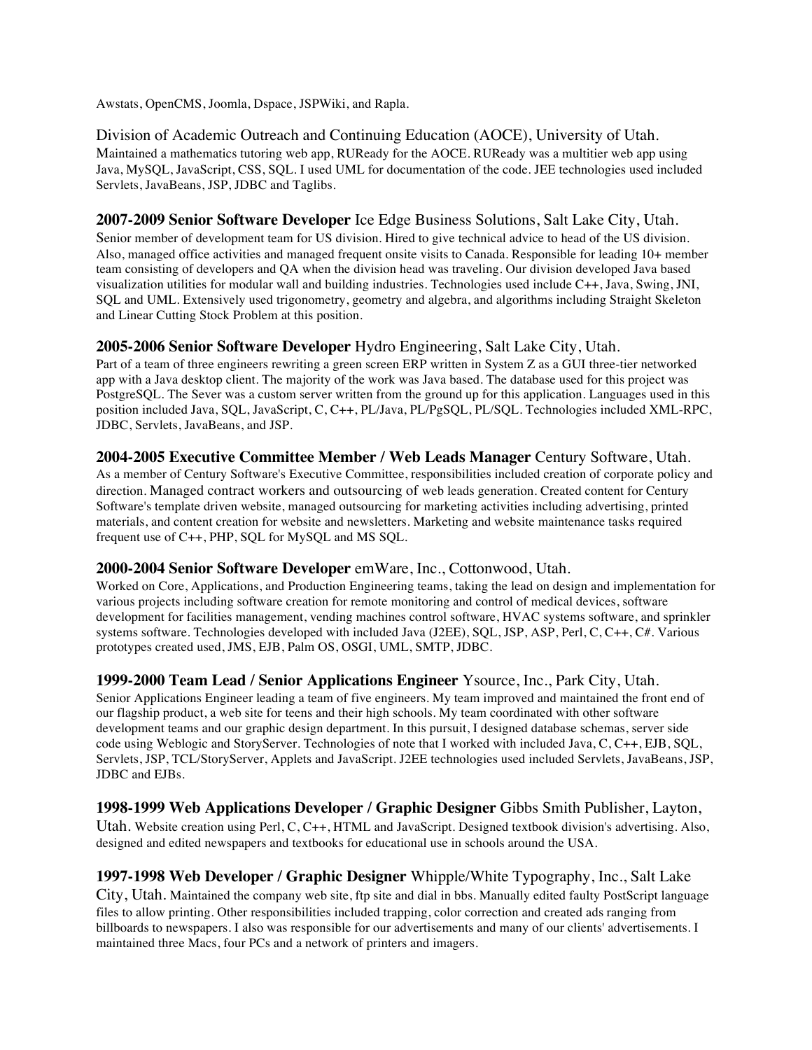Awstats, OpenCMS, Joomla, Dspace, JSPWiki, and Rapla.

Division of Academic Outreach and Continuing Education (AOCE), University of Utah.
Maintained a mathematics tutoring web app, RUReady for the AOCE. RUReady was a multitier web app using Java, MySQL, JavaScript, CSS, SQL. I used UML for documentation of the code. JEE technologies used included Servlets, JavaBeans, JSP, JDBC and Taglibs.

**2007-2009 Senior Software Developer** Ice Edge Business Solutions, Salt Lake City, Utah.
Senior member of development team for US division. Hired to give technical advice to head of the US division. Also, managed office activities and managed frequent onsite visits to Canada. Responsible for leading 10+ member team consisting of developers and QA when the division head was traveling. Our division developed Java based visualization utilities for modular wall and building industries. Technologies used include C++, Java, Swing, JNI, SQL and UML. Extensively used trigonometry, geometry and algebra, and algorithms including Straight Skeleton and Linear Cutting Stock Problem at this position.

**2005-2006 Senior Software Developer** Hydro Engineering, Salt Lake City, Utah.
Part of a team of three engineers rewriting a green screen ERP written in System Z as a GUI three-tier networked app with a Java desktop client. The majority of the work was Java based. The database used for this project was PostgreSQL. The Sever was a custom server written from the ground up for this application. Languages used in this position included Java, SQL, JavaScript, C, C++, PL/Java, PL/PgSQL, PL/SQL. Technologies included XML-RPC, JDBC, Servlets, JavaBeans, and JSP.

**2004-2005 Executive Committee Member / Web Leads Manager** Century Software, Utah.
As a member of Century Software's Executive Committee, responsibilities included creation of corporate policy and direction. Managed contract workers and outsourcing of web leads generation. Created content for Century Software's template driven website, managed outsourcing for marketing activities including advertising, printed materials, and content creation for website and newsletters. Marketing and website maintenance tasks required frequent use of C++, PHP, SQL for MySQL and MS SQL.

**2000-2004 Senior Software Developer** emWare, Inc., Cottonwood, Utah.
Worked on Core, Applications, and Production Engineering teams, taking the lead on design and implementation for various projects including software creation for remote monitoring and control of medical devices, software development for facilities management, vending machines control software, HVAC systems software, and sprinkler systems software. Technologies developed with included Java (J2EE), SQL, JSP, ASP, Perl, C, C++, C#. Various prototypes created used, JMS, EJB, Palm OS, OSGI, UML, SMTP, JDBC.

**1999-2000 Team Lead / Senior Applications Engineer** Ysource, Inc., Park City, Utah.
Senior Applications Engineer leading a team of five engineers. My team improved and maintained the front end of our flagship product, a web site for teens and their high schools. My team coordinated with other software development teams and our graphic design department. In this pursuit, I designed database schemas, server side code using Weblogic and StoryServer. Technologies of note that I worked with included Java, C, C++, EJB, SQL, Servlets, JSP, TCL/StoryServer, Applets and JavaScript. J2EE technologies used included Servlets, JavaBeans, JSP, JDBC and EJBs.

**1998-1999 Web Applications Developer / Graphic Designer** Gibbs Smith Publisher, Layton, Utah. Website creation using Perl, C, C++, HTML and JavaScript. Designed textbook division's advertising. Also, designed and edited newspapers and textbooks for educational use in schools around the USA.

**1997-1998 Web Developer / Graphic Designer** Whipple/White Typography, Inc., Salt Lake City, Utah. Maintained the company web site, ftp site and dial in bbs. Manually edited faulty PostScript language files to allow printing. Other responsibilities included trapping, color correction and created ads ranging from billboards to newspapers. I also was responsible for our advertisements and many of our clients' advertisements. I maintained three Macs, four PCs and a network of printers and imagers.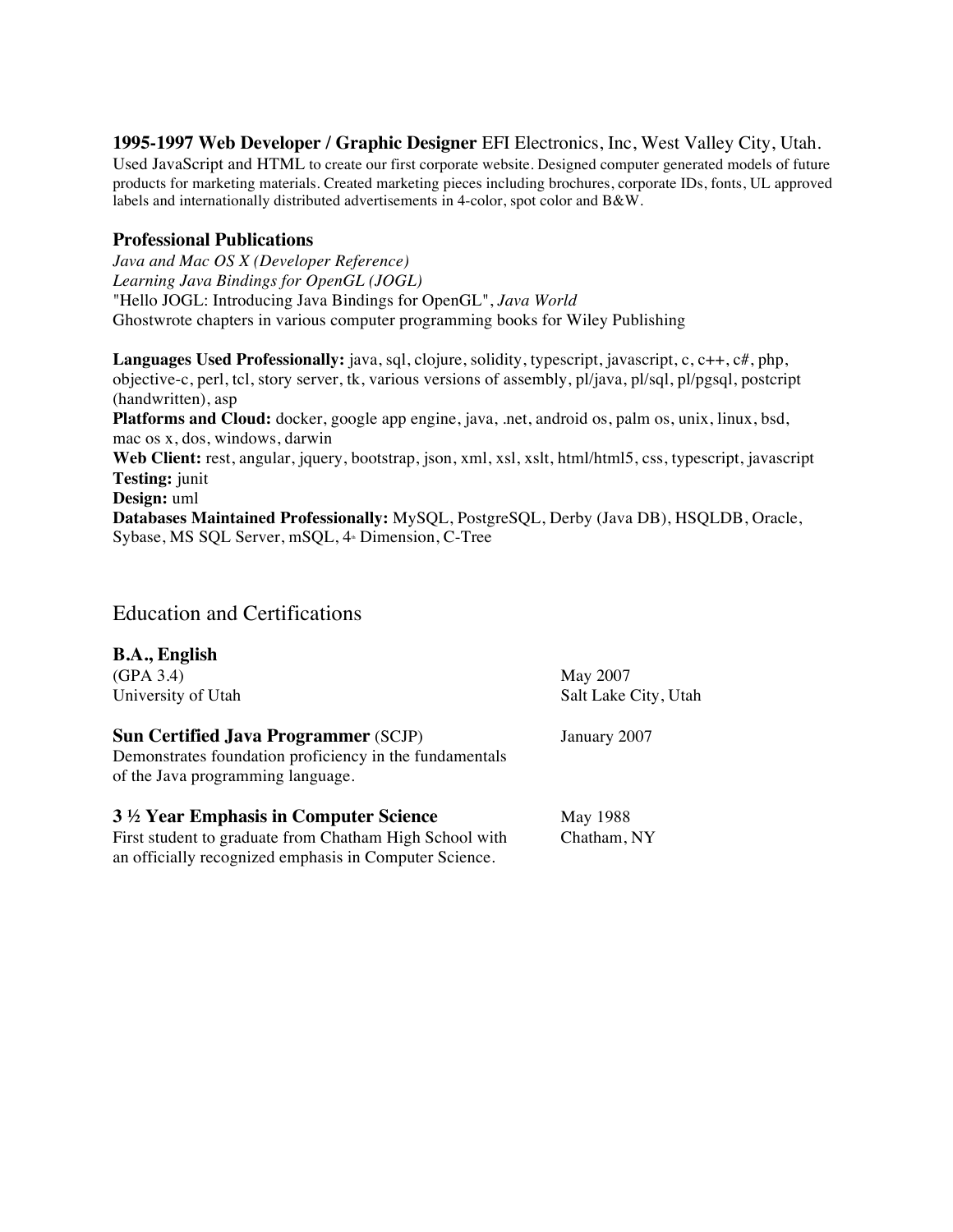**1995-1997 Web Developer / Graphic Designer** EFI Electronics, Inc, West Valley City, Utah.
Used JavaScript and HTML to create our first corporate website. Designed computer generated models of future products for marketing materials. Created marketing pieces including brochures, corporate IDs, fonts, UL approved labels and internationally distributed advertisements in 4-color, spot color and B&W.

### Professional Publications

*Java and Mac OS X (Developer Reference)*
*Learning Java Bindings for OpenGL (JOGL)*
"Hello JOGL: Introducing Java Bindings for OpenGL", *Java World*
Ghostwrote chapters in various computer programming books for Wiley Publishing

**Languages Used Professionally:** java, sql, clojure, solidity, typescript, javascript, c, c++, c#, php, objective-c, perl, tcl, story server, tk, various versions of assembly, pl/java, pl/sql, pl/pgsql, postcript (handwritten), asp
**Platforms and Cloud:** docker, google app engine, java, .net, android os, palm os, unix, linux, bsd, mac os x, dos, windows, darwin
**Web Client:** rest, angular, jquery, bootstrap, json, xml, xsl, xslt, html/html5, css, typescript, javascript
**Testing:** junit
**Design:** uml
**Databases Maintained Professionally:** MySQL, PostgreSQL, Derby (Java DB), HSQLDB, Oracle, Sybase, MS SQL Server, mSQL, 4th Dimension, C-Tree

## Education and Certifications

**B.A., English**
(GPA 3.4) — May 2007
University of Utah — Salt Lake City, Utah

**Sun Certified Java Programmer** (SCJP) — January 2007
Demonstrates foundation proficiency in the fundamentals of the Java programming language.

**3 ½ Year Emphasis in Computer Science** — May 1988
First student to graduate from Chatham High School with an officially recognized emphasis in Computer Science. — Chatham, NY